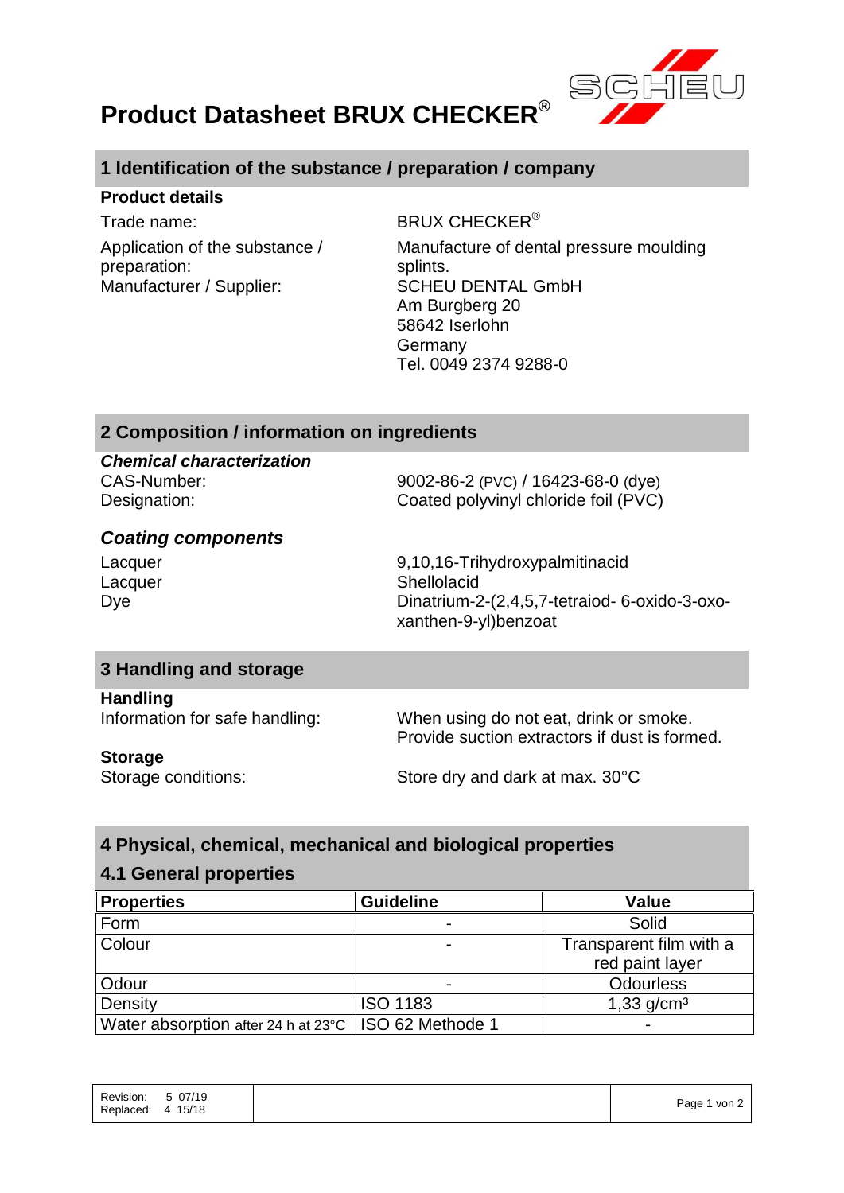# Product Datasheet BRUX CHECKER®

## 1 Identification of the substance / preparation / company

**Product details**

| | |
|---|---|
| Trade name: | BRUX CHECKER® |
| Application of the substance / preparation: | Manufacture of dental pressure moulding splints. |
| Manufacturer / Supplier: | SCHEU DENTAL GmbH<br>Am Burgberg 20<br>58642 Iserlohn<br>Germany<br>Tel. 0049 2374 9288-0 |

## 2 Composition / information on ingredients

***Chemical characterization***

| | |
|---|---|
| CAS-Number: | 9002-86-2 (PVC) / 16423-68-0 (dye) |
| Designation: | Coated polyvinyl chloride foil (PVC) |

***Coating components***

| | |
|---|---|
| Lacquer | 9,10,16-Trihydroxypalmitinacid |
| Lacquer | Shellolacid |
| Dye | Dinatrium-2-(2,4,5,7-tetraiod- 6-oxido-3-oxo-xanthen-9-yl)benzoat |

## 3 Handling and storage

**Handling**

| | |
|---|---|
| Information for safe handling: | When using do not eat, drink or smoke.<br>Provide suction extractors if dust is formed. |

**Storage**

| | |
|---|---|
| Storage conditions: | Store dry and dark at max. 30°C |

## 4 Physical, chemical, mechanical and biological properties

### 4.1 General properties

| Properties | Guideline | Value |
|---|---|---|
| Form | - | Solid |
| Colour | - | Transparent film with a red paint layer |
| Odour | - | Odourless |
| Density | ISO 1183 | 1,33 g/cm³ |
| Water absorption after 24 h at 23°C | ISO 62 Methode 1 | - |

Revision: 5 07/19
Replaced: 4 15/18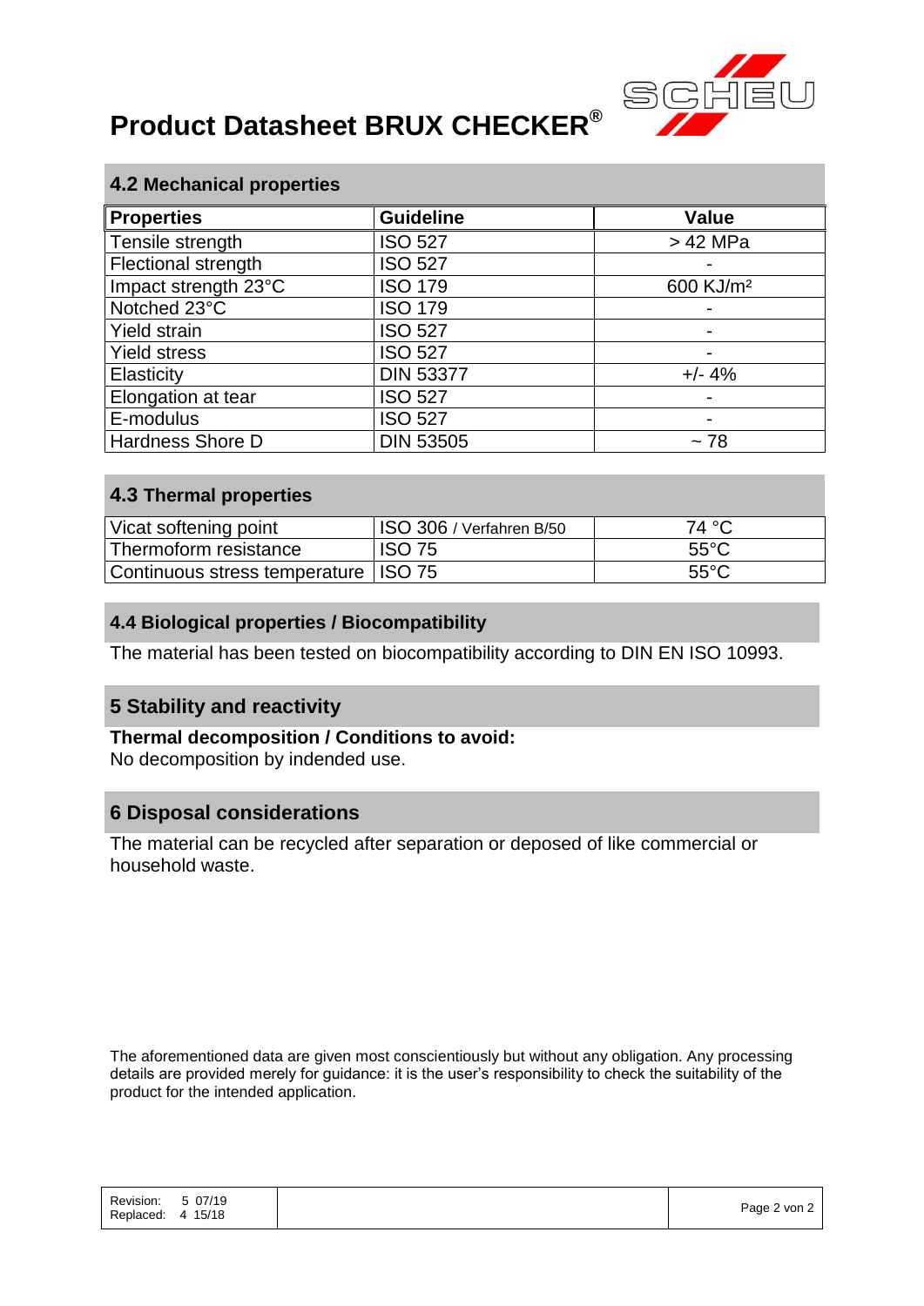# Product Datasheet BRUX CHECKER®

## 4.2 Mechanical properties

| Properties | Guideline | Value |
|---|---|---|
| Tensile strength | ISO 527 | > 42 MPa |
| Flectional strength | ISO 527 | - |
| Impact strength 23°C | ISO 179 | 600 KJ/m² |
| Notched 23°C | ISO 179 | - |
| Yield strain | ISO 527 | - |
| Yield stress | ISO 527 | - |
| Elasticity | DIN 53377 | +/- 4% |
| Elongation at tear | ISO 527 | - |
| E-modulus | ISO 527 | - |
| Hardness Shore D | DIN 53505 | ~ 78 |

## 4.3 Thermal properties

| | | |
|---|---|---|
| Vicat softening point | ISO 306 / Verfahren B/50 | 74 °C |
| Thermoform resistance | ISO 75 | 55°C |
| Continuous stress temperature | ISO 75 | 55°C |

## 4.4 Biological properties / Biocompatibility

The material has been tested on biocompatibility according to DIN EN ISO 10993.

## 5 Stability and reactivity

**Thermal decomposition / Conditions to avoid:**
No decomposition by indended use.

## 6 Disposal considerations

The material can be recycled after separation or deposed of like commercial or household waste.

The aforementioned data are given most conscientiously but without any obligation. Any processing details are provided merely for guidance: it is the user's responsibility to check the suitability of the product for the intended application.

Revision: 5 07/19
Replaced: 4 15/18